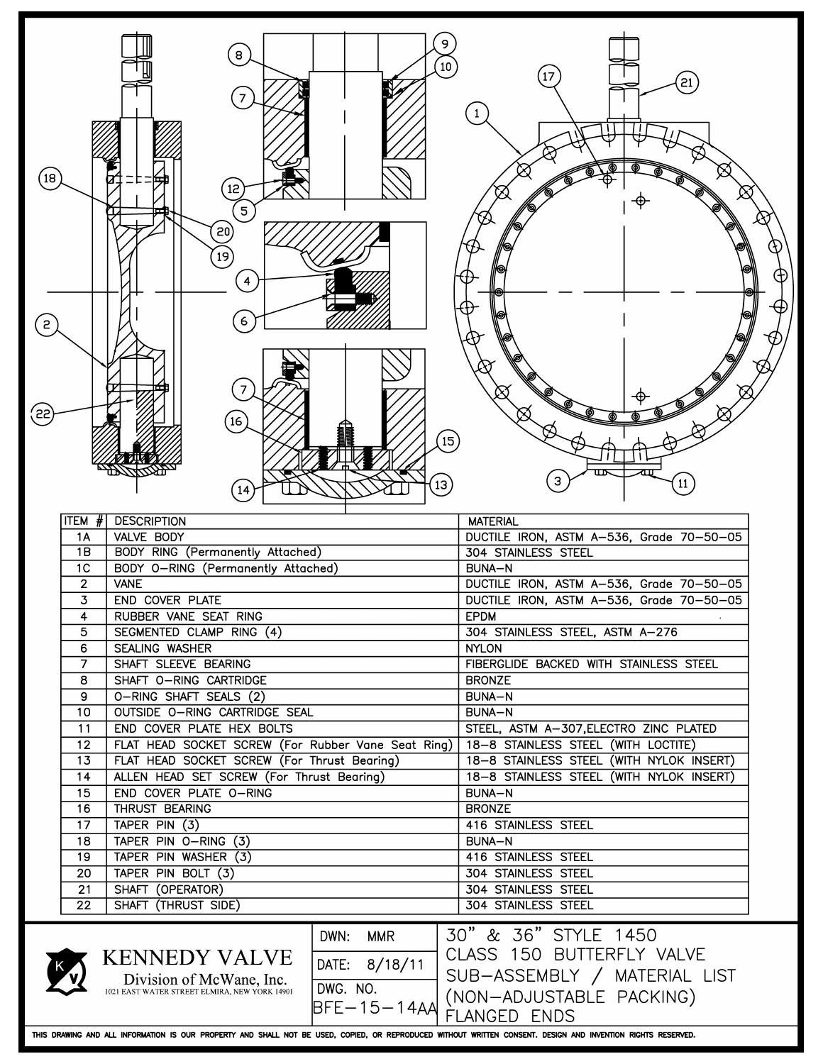| ITEM # | DESCRIPTION | MATERIAL |
|---|---|---|
| 1A | VALVE BODY | DUCTILE IRON, ASTM A-536, Grade 70-50-05 |
| 1B | BODY RING (Permanently Attached) | 304 STAINLESS STEEL |
| 1C | BODY O-RING (Permanently Attached) | BUNA-N |
| 2 | VANE | DUCTILE IRON, ASTM A-536, Grade 70-50-05 |
| 3 | END COVER PLATE | DUCTILE IRON, ASTM A-536, Grade 70-50-05 |
| 4 | RUBBER VANE SEAT RING | EPDM |
| 5 | SEGMENTED CLAMP RING (4) | 304 STAINLESS STEEL, ASTM A-276 |
| 6 | SEALING WASHER | NYLON |
| 7 | SHAFT SLEEVE BEARING | FIBERGLIDE BACKED WITH STAINLESS STEEL |
| 8 | SHAFT O-RING CARTRIDGE | BRONZE |
| 9 | O-RING SHAFT SEALS (2) | BUNA-N |
| 10 | OUTSIDE O-RING CARTRIDGE SEAL | BUNA-N |
| 11 | END COVER PLATE HEX BOLTS | STEEL, ASTM A-307, ELECTRO ZINC PLATED |
| 12 | FLAT HEAD SOCKET SCREW (For Rubber Vane Seat Ring) | 18-8 STAINLESS STEEL (WITH LOCTITE) |
| 13 | FLAT HEAD SOCKET SCREW (For Thrust Bearing) | 18-8 STAINLESS STEEL (WITH NYLOK INSERT) |
| 14 | ALLEN HEAD SET SCREW (For Thrust Bearing) | 18-8 STAINLESS STEEL (WITH NYLOK INSERT) |
| 15 | END COVER PLATE O-RING | BUNA-N |
| 16 | THRUST BEARING | BRONZE |
| 17 | TAPER PIN (3) | 416 STAINLESS STEEL |
| 18 | TAPER PIN O-RING (3) | BUNA-N |
| 19 | TAPER PIN WASHER (3) | 416 STAINLESS STEEL |
| 20 | TAPER PIN BOLT (3) | 304 STAINLESS STEEL |
| 21 | SHAFT (OPERATOR) | 304 STAINLESS STEEL |
| 22 | SHAFT (THRUST SIDE) | 304 STAINLESS STEEL |

**KENNEDY VALVE**
Division of McWane, Inc.
1021 EAST WATER STREET ELMIRA, NEW YORK 14901

DWN: MMR
DATE: 8/18/11
DWG. NO. BFE-15-14AA

30" & 36" STYLE 1450
CLASS 150 BUTTERFLY VALVE
SUB-ASSEMBLY / MATERIAL LIST
(NON-ADJUSTABLE PACKING)
FLANGED ENDS

THIS DRAWING AND ALL INFORMATION IS OUR PROPERTY AND SHALL NOT BE USED, COPIED, OR REPRODUCED WITHOUT WRITTEN CONSENT. DESIGN AND INVENTION RIGHTS RESERVED.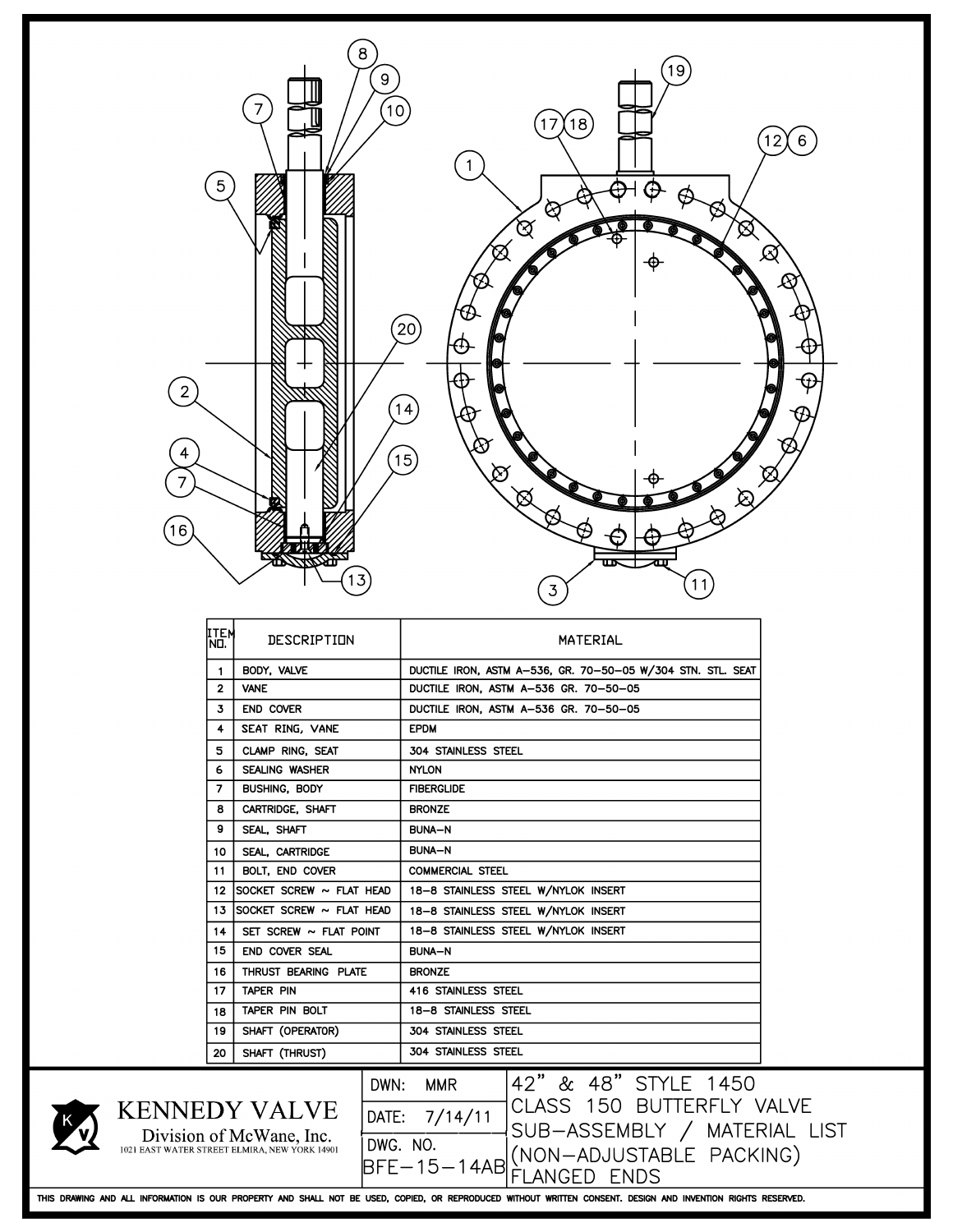| ITEM NO. | DESCRIPTION | MATERIAL |
|---|---|---|
| 1 | BODY, VALVE | DUCTILE IRON, ASTM A-536, GR. 70-50-05 W/304 STN. STL. SEAT |
| 2 | VANE | DUCTILE IRON, ASTM A-536 GR. 70-50-05 |
| 3 | END COVER | DUCTILE IRON, ASTM A-536 GR. 70-50-05 |
| 4 | SEAT RING, VANE | EPDM |
| 5 | CLAMP RING, SEAT | 304 STAINLESS STEEL |
| 6 | SEALING WASHER | NYLON |
| 7 | BUSHING, BODY | FIBERGLIDE |
| 8 | CARTRIDGE, SHAFT | BRONZE |
| 9 | SEAL, SHAFT | BUNA-N |
| 10 | SEAL, CARTRIDGE | BUNA-N |
| 11 | BOLT, END COVER | COMMERCIAL STEEL |
| 12 | SOCKET SCREW ~ FLAT HEAD | 18-8 STAINLESS STEEL W/NYLOK INSERT |
| 13 | SOCKET SCREW ~ FLAT HEAD | 18-8 STAINLESS STEEL W/NYLOK INSERT |
| 14 | SET SCREW ~ FLAT POINT | 18-8 STAINLESS STEEL W/NYLOK INSERT |
| 15 | END COVER SEAL | BUNA-N |
| 16 | THRUST BEARING PLATE | BRONZE |
| 17 | TAPER PIN | 416 STAINLESS STEEL |
| 18 | TAPER PIN BOLT | 18-8 STAINLESS STEEL |
| 19 | SHAFT (OPERATOR) | 304 STAINLESS STEEL |
| 20 | SHAFT (THRUST) | 304 STAINLESS STEEL |

KENNEDY VALVE
Division of McWane, Inc.
1021 EAST WATER STREET ELMIRA, NEW YORK 14901

DWN: MMR

DATE: 7/14/11

DWG. NO. BFE-15-14AB

42" & 48" STYLE 1450
CLASS 150 BUTTERFLY VALVE
SUB-ASSEMBLY / MATERIAL LIST
(NON-ADJUSTABLE PACKING)
FLANGED ENDS

THIS DRAWING AND ALL INFORMATION IS OUR PROPERTY AND SHALL NOT BE USED, COPIED, OR REPRODUCED WITHOUT WRITTEN CONSENT. DESIGN AND INVENTION RIGHTS RESERVED.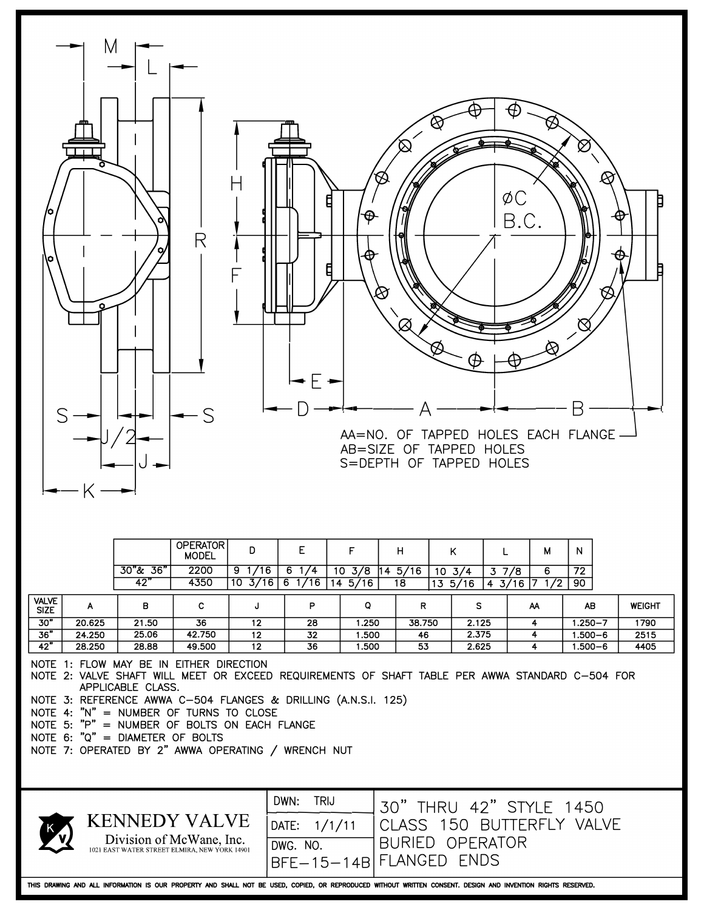AA=NO. OF TAPPED HOLES EACH FLANGE
AB=SIZE OF TAPPED HOLES
S=DEPTH OF TAPPED HOLES

| | OPERATOR MODEL | D | E | F | H | K | L | M | N |
|---|---|---|---|---|---|---|---|---|---|
| 30"& 36" | 2200 | 9 1/16 | 6 1/4 | 10 3/8 | 14 5/16 | 10 3/4 | 3 7/8 | 6 | 72 |
| 42" | 4350 | 10 3/16 | 6 1/16 | 14 5/16 | 18 | 13 5/16 | 4 3/16 | 7 1/2 | 90 |

| VALVE SIZE | A | B | C | J | P | Q | R | S | AA | AB | WEIGHT |
|---|---|---|---|---|---|---|---|---|---|---|---|
| 30" | 20.625 | 21.50 | 36 | 12 | 28 | 1.250 | 38.750 | 2.125 | 4 | 1.250–7 | 1790 |
| 36" | 24.250 | 25.06 | 42.750 | 12 | 32 | 1.500 | 46 | 2.375 | 4 | 1.500–6 | 2515 |
| 42" | 28.250 | 28.88 | 49.500 | 12 | 36 | 1.500 | 53 | 2.625 | 4 | 1.500–6 | 4405 |

NOTE 1: FLOW MAY BE IN EITHER DIRECTION
NOTE 2: VALVE SHAFT WILL MEET OR EXCEED REQUIREMENTS OF SHAFT TABLE PER AWWA STANDARD C-504 FOR APPLICABLE CLASS.
NOTE 3: REFERENCE AWWA C-504 FLANGES & DRILLING (A.N.S.I. 125)
NOTE 4: "N" = NUMBER OF TURNS TO CLOSE
NOTE 5: "P" = NUMBER OF BOLTS ON EACH FLANGE
NOTE 6: "Q" = DIAMETER OF BOLTS
NOTE 7: OPERATED BY 2" AWWA OPERATING / WRENCH NUT

**KENNEDY VALVE**
Division of McWane, Inc.
1021 EAST WATER STREET ELMIRA, NEW YORK 14901

DWN: TRIJ
DATE: 1/1/11
DWG. NO. BFE-15-14B

30" THRU 42" STYLE 1450
CLASS 150 BUTTERFLY VALVE
BURIED OPERATOR
FLANGED ENDS

THIS DRAWING AND ALL INFORMATION IS OUR PROPERTY AND SHALL NOT BE USED, COPIED, OR REPRODUCED WITHOUT WRITTEN CONSENT. DESIGN AND INVENTION RIGHTS RESERVED.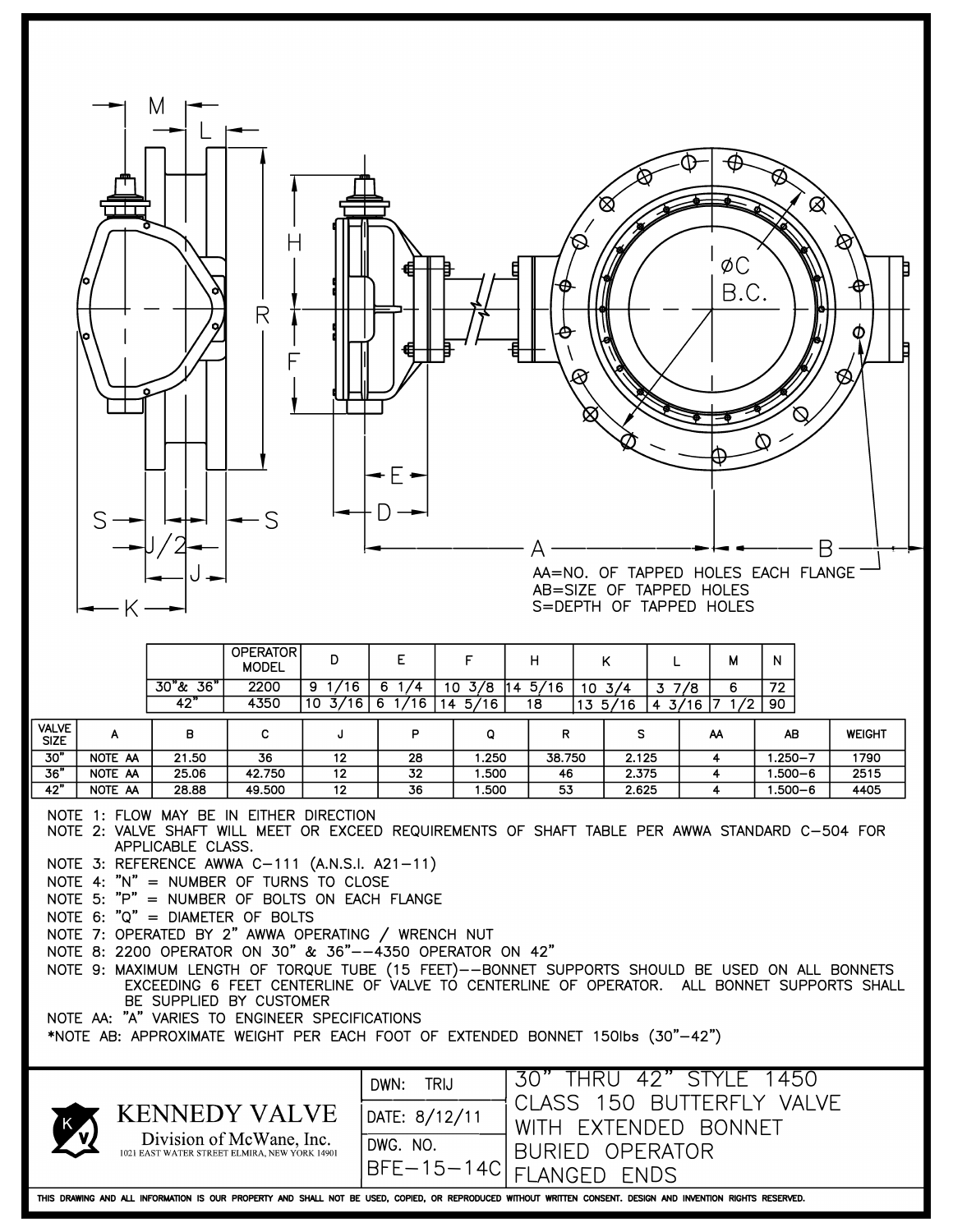AA=NO. OF TAPPED HOLES EACH FLANGE
AB=SIZE OF TAPPED HOLES
S=DEPTH OF TAPPED HOLES

| | OPERATOR MODEL | D | E | F | H | K | L | M | N |
|---|---|---|---|---|---|---|---|---|---|
| 30"& 36" | 2200 | 9 1/16 | 6 1/4 | 10 3/8 | 14 5/16 | 10 3/4 | 3 7/8 | 6 | 72 |
| 42" | 4350 | 10 3/16 | 6 1/16 | 14 5/16 | 18 | 13 5/16 | 4 3/16 | 7 1/2 | 90 |

| VALVE SIZE | A | B | C | J | P | Q | R | S | AA | AB | WEIGHT |
|---|---|---|---|---|---|---|---|---|---|---|---|
| 30" | NOTE AA | 21.50 | 36 | 12 | 28 | 1.250 | 38.750 | 2.125 | 4 | 1.250–7 | 1790 |
| 36" | NOTE AA | 25.06 | 42.750 | 12 | 32 | 1.500 | 46 | 2.375 | 4 | 1.500–6 | 2515 |
| 42" | NOTE AA | 28.88 | 49.500 | 12 | 36 | 1.500 | 53 | 2.625 | 4 | 1.500–6 | 4405 |

NOTE 1: FLOW MAY BE IN EITHER DIRECTION

NOTE 2: VALVE SHAFT WILL MEET OR EXCEED REQUIREMENTS OF SHAFT TABLE PER AWWA STANDARD C–504 FOR APPLICABLE CLASS.

NOTE 3: REFERENCE AWWA C–111 (A.N.S.I. A21–11)

NOTE 4: "N" = NUMBER OF TURNS TO CLOSE

NOTE 5: "P" = NUMBER OF BOLTS ON EACH FLANGE

NOTE 6: "Q" = DIAMETER OF BOLTS

NOTE 7: OPERATED BY 2" AWWA OPERATING / WRENCH NUT

NOTE 8: 2200 OPERATOR ON 30" & 36"––4350 OPERATOR ON 42"

NOTE 9: MAXIMUM LENGTH OF TORQUE TUBE (15 FEET)––BONNET SUPPORTS SHOULD BE USED ON ALL BONNETS EXCEEDING 6 FEET CENTERLINE OF VALVE TO CENTERLINE OF OPERATOR. ALL BONNET SUPPORTS SHALL BE SUPPLIED BY CUSTOMER

NOTE AA: "A" VARIES TO ENGINEER SPECIFICATIONS

*NOTE AB: APPROXIMATE WEIGHT PER EACH FOOT OF EXTENDED BONNET 150lbs (30"–42")

**KENNEDY VALVE**
Division of McWane, Inc.
1021 EAST WATER STREET ELMIRA, NEW YORK 14901

DWN: TRIJ
DATE: 8/12/11
DWG. NO. BFE–15–14C

30" THRU 42" STYLE 1450 CLASS 150 BUTTERFLY VALVE WITH EXTENDED BONNET BURIED OPERATOR FLANGED ENDS

THIS DRAWING AND ALL INFORMATION IS OUR PROPERTY AND SHALL NOT BE USED, COPIED, OR REPRODUCED WITHOUT WRITTEN CONSENT. DESIGN AND INVENTION RIGHTS RESERVED.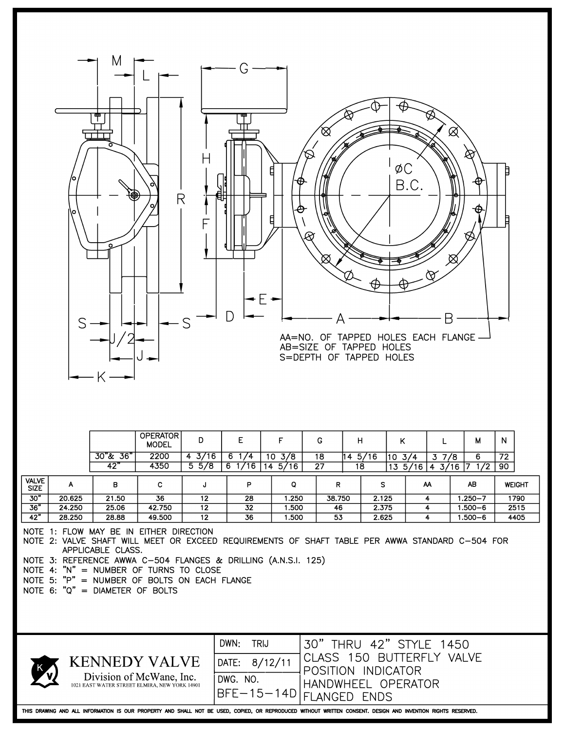M L G

H R ØC B.C.

F

S S D E A B

J/2 J

K

AA=NO. OF TAPPED HOLES EACH FLANGE
AB=SIZE OF TAPPED HOLES
S=DEPTH OF TAPPED HOLES

| | OPERATOR MODEL | D | E | F | G | H | K | L | M | N |
|---|---|---|---|---|---|---|---|---|---|---|
| 30"& 36" | 2200 | 4 3/16 | 6 1/4 | 10 3/8 | 18 | 14 5/16 | 10 3/4 | 3 7/8 | 6 | 72 |
| 42" | 4350 | 5 5/8 | 6 1/16 | 14 5/16 | 27 | 18 | 13 5/16 | 4 3/16 | 7 1/2 | 90 |

| VALVE SIZE | A | B | C | J | P | Q | R | S | AA | AB | WEIGHT |
|---|---|---|---|---|---|---|---|---|---|---|---|
| 30" | 20.625 | 21.50 | 36 | 12 | 28 | 1.250 | 38.750 | 2.125 | 4 | 1.250–7 | 1790 |
| 36" | 24.250 | 25.06 | 42.750 | 12 | 32 | 1.500 | 46 | 2.375 | 4 | 1.500–6 | 2515 |
| 42" | 28.250 | 28.88 | 49.500 | 12 | 36 | 1.500 | 53 | 2.625 | 4 | 1.500–6 | 4405 |

NOTE 1: FLOW MAY BE IN EITHER DIRECTION
NOTE 2: VALVE SHAFT WILL MEET OR EXCEED REQUIREMENTS OF SHAFT TABLE PER AWWA STANDARD C–504 FOR APPLICABLE CLASS.
NOTE 3: REFERENCE AWWA C–504 FLANGES & DRILLING (A.N.S.I. 125)
NOTE 4: "N" = NUMBER OF TURNS TO CLOSE
NOTE 5: "P" = NUMBER OF BOLTS ON EACH FLANGE
NOTE 6: "Q" = DIAMETER OF BOLTS

| KENNEDY VALVE<br>Division of McWane, Inc.<br>1021 EAST WATER STREET ELMIRA, NEW YORK 14901 | DWN: TRIJ<br>DATE: 8/12/11<br>DWG. NO.<br>BFE–15–14D | 30" THRU 42" STYLE 1450<br>CLASS 150 BUTTERFLY VALVE<br>POSITION INDICATOR<br>HANDWHEEL OPERATOR<br>FLANGED ENDS |
|---|---|---|

THIS DRAWING AND ALL INFORMATION IS OUR PROPERTY AND SHALL NOT BE USED, COPIED, OR REPRODUCED WITHOUT WRITTEN CONSENT. DESIGN AND INVENTION RIGHTS RESERVED.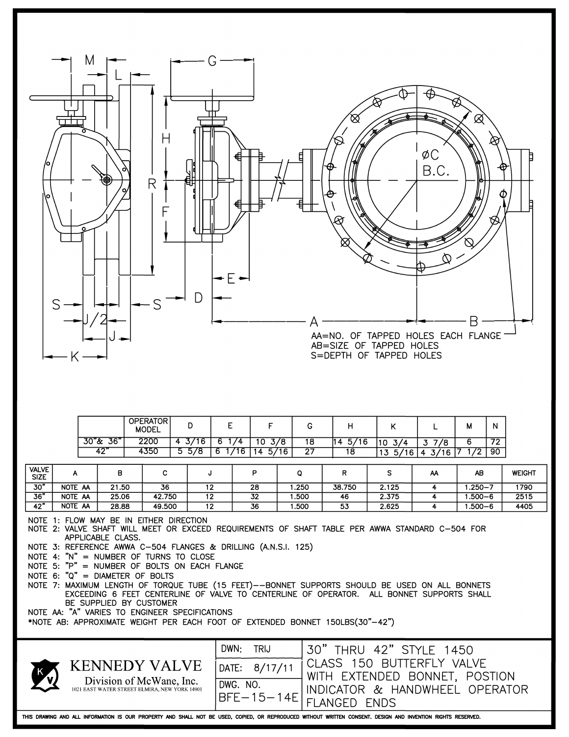M L G

H R F

øC B.C.

S J/2 J K S D E A B

AA=NO. OF TAPPED HOLES EACH FLANGE
AB=SIZE OF TAPPED HOLES
S=DEPTH OF TAPPED HOLES

| | OPERATOR MODEL | D | E | F | G | H | K | L | M | N |
|---|---|---|---|---|---|---|---|---|---|---|
| 30"& 36" | 2200 | 4 3/16 | 6 1/4 | 10 3/8 | 18 | 14 5/16 | 10 3/4 | 3 7/8 | 6 | 72 |
| 42" | 4350 | 5 5/8 | 6 1/16 | 14 5/16 | 27 | 18 | 13 5/16 | 4 3/16 | 7 1/2 | 90 |

| VALVE SIZE | A | B | C | J | P | Q | R | S | AA | AB | WEIGHT |
|---|---|---|---|---|---|---|---|---|---|---|---|
| 30" | NOTE AA | 21.50 | 36 | 12 | 28 | 1.250 | 38.750 | 2.125 | 4 | 1.250–7 | 1790 |
| 36" | NOTE AA | 25.06 | 42.750 | 12 | 32 | 1.500 | 46 | 2.375 | 4 | 1.500–6 | 2515 |
| 42" | NOTE AA | 28.88 | 49.500 | 12 | 36 | 1.500 | 53 | 2.625 | 4 | 1.500–6 | 4405 |

NOTE 1: FLOW MAY BE IN EITHER DIRECTION
NOTE 2: VALVE SHAFT WILL MEET OR EXCEED REQUIREMENTS OF SHAFT TABLE PER AWWA STANDARD C–504 FOR APPLICABLE CLASS.
NOTE 3: REFERENCE AWWA C–504 FLANGES & DRILLING (A.N.S.I. 125)
NOTE 4: "N" = NUMBER OF TURNS TO CLOSE
NOTE 5: "P" = NUMBER OF BOLTS ON EACH FLANGE
NOTE 6: "Q" = DIAMETER OF BOLTS
NOTE 7: MAXIMUM LENGTH OF TORQUE TUBE (15 FEET)––BONNET SUPPORTS SHOULD BE USED ON ALL BONNETS EXCEEDING 6 FEET CENTERLINE OF VALVE TO CENTERLINE OF OPERATOR. ALL BONNET SUPPORTS SHALL BE SUPPLIED BY CUSTOMER
NOTE AA: "A" VARIES TO ENGINEER SPECIFICATIONS
*NOTE AB: APPROXIMATE WEIGHT PER EACH FOOT OF EXTENDED BONNET 150LBS(30"–42")

| KENNEDY VALVE<br>Division of McWane, Inc.<br>1021 EAST WATER STREET ELMIRA, NEW YORK 14901 | DWN: TRIJ<br>DATE: 8/17/11<br>DWG. NO.<br>BFE–15–14E | 30" THRU 42" STYLE 1450 CLASS 150 BUTTERFLY VALVE WITH EXTENDED BONNET, POSTION INDICATOR & HANDWHEEL OPERATOR FLANGED ENDS |
|---|---|---|

THIS DRAWING AND ALL INFORMATION IS OUR PROPERTY AND SHALL NOT BE USED, COPIED, OR REPRODUCED WITHOUT WRITTEN CONSENT. DESIGN AND INVENTION RIGHTS RESERVED.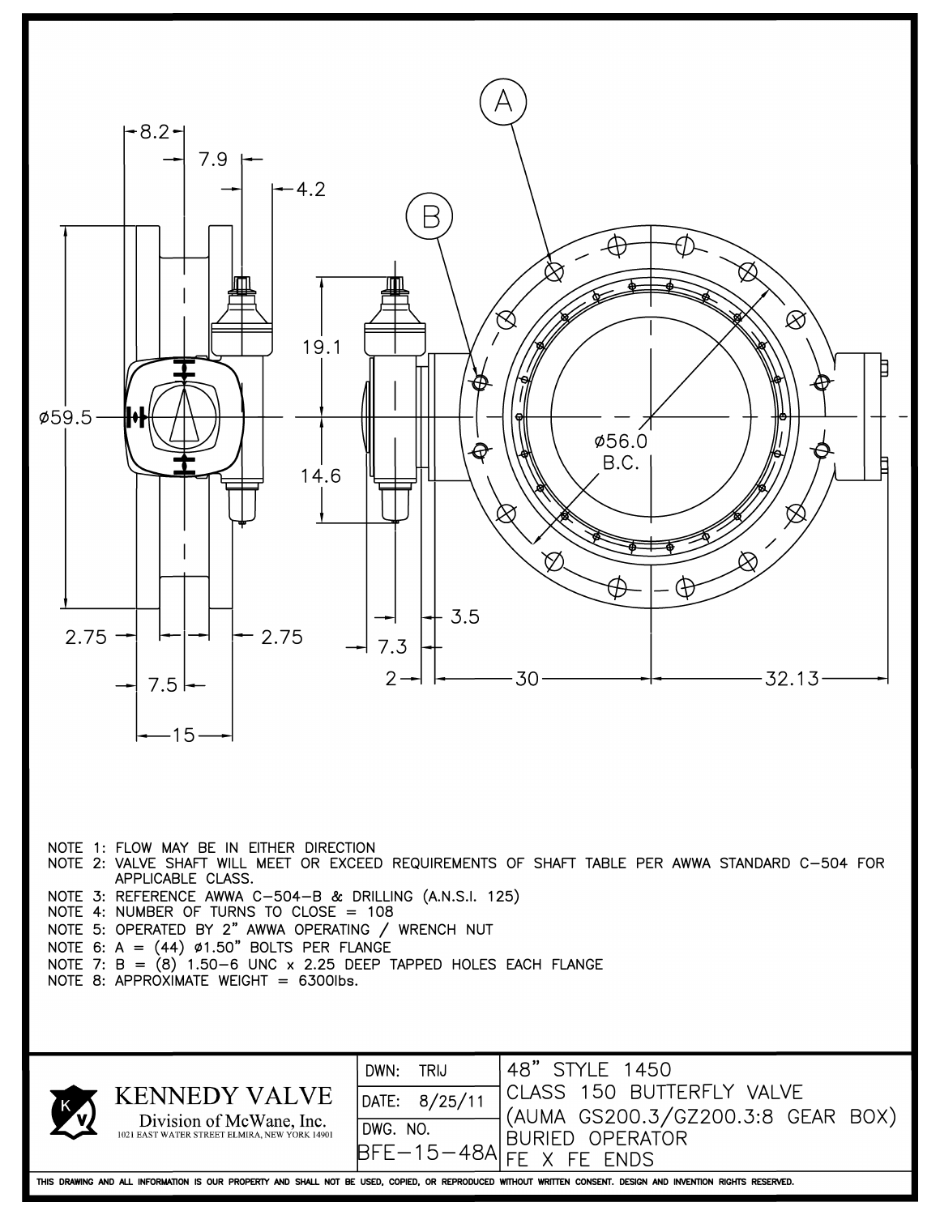NOTE 1: FLOW MAY BE IN EITHER DIRECTION
NOTE 2: VALVE SHAFT WILL MEET OR EXCEED REQUIREMENTS OF SHAFT TABLE PER AWWA STANDARD C-504 FOR APPLICABLE CLASS.
NOTE 3: REFERENCE AWWA C-504-B & DRILLING (A.N.S.I. 125)
NOTE 4: NUMBER OF TURNS TO CLOSE = 108
NOTE 5: OPERATED BY 2" AWWA OPERATING / WRENCH NUT
NOTE 6: A = (44) ø1.50" BOLTS PER FLANGE
NOTE 7: B = (8) 1.50-6 UNC x 2.25 DEEP TAPPED HOLES EACH FLANGE
NOTE 8: APPROXIMATE WEIGHT = 6300lbs.

| KENNEDY VALVE<br>Division of McWane, Inc.<br>1021 EAST WATER STREET ELMIRA, NEW YORK 14901 | DWN: TRIJ<br>DATE: 8/25/11<br>DWG. NO. BFE-15-48A | 48" STYLE 1450<br>CLASS 150 BUTTERFLY VALVE<br>(AUMA GS200.3/GZ200.3:8 GEAR BOX)<br>BURIED OPERATOR<br>FE X FE ENDS |
|---|---|---|

THIS DRAWING AND ALL INFORMATION IS OUR PROPERTY AND SHALL NOT BE USED, COPIED, OR REPRODUCED WITHOUT WRITTEN CONSENT. DESIGN AND INVENTION RIGHTS RESERVED.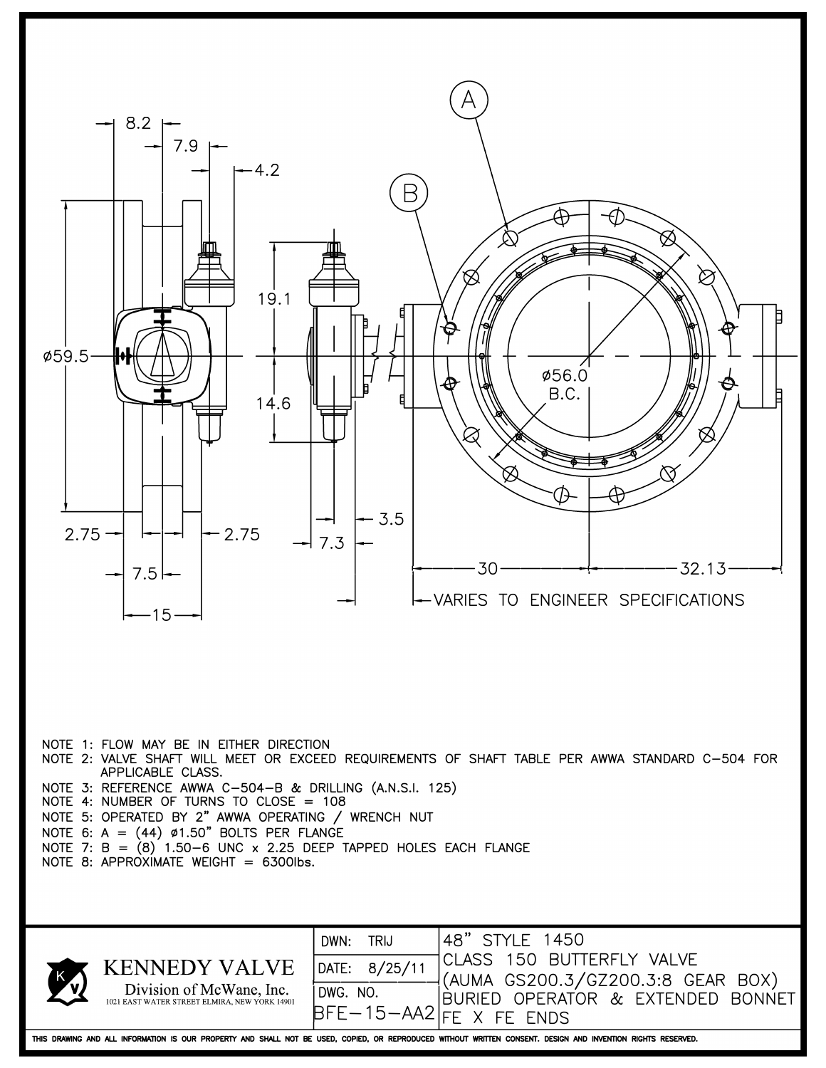A

B

8.2

7.9

4.2

19.1

ø59.5

ø56.0
B.C.

14.6

2.75

2.75

3.5

7.3

7.5

15

30

32.13

VARIES TO ENGINEER SPECIFICATIONS

NOTE 1: FLOW MAY BE IN EITHER DIRECTION
NOTE 2: VALVE SHAFT WILL MEET OR EXCEED REQUIREMENTS OF SHAFT TABLE PER AWWA STANDARD C–504 FOR APPLICABLE CLASS.
NOTE 3: REFERENCE AWWA C–504–B & DRILLING (A.N.S.I. 125)
NOTE 4: NUMBER OF TURNS TO CLOSE = 108
NOTE 5: OPERATED BY 2" AWWA OPERATING / WRENCH NUT
NOTE 6: A = (44) ø1.50" BOLTS PER FLANGE
NOTE 7: B = (8) 1.50–6 UNC x 2.25 DEEP TAPPED HOLES EACH FLANGE
NOTE 8: APPROXIMATE WEIGHT = 6300lbs.

| KENNEDY VALVE<br>Division of McWane, Inc.<br>1021 EAST WATER STREET ELMIRA, NEW YORK 14901 | DWN: TRIJ | 48" STYLE 1450 |
|---|---|---|
| | DATE: 8/25/11 | CLASS 150 BUTTERFLY VALVE<br>(AUMA GS200.3/GZ200.3:8 GEAR BOX) |
| | DWG. NO.<br>BFE–15–AA2 | BURIED OPERATOR & EXTENDED BONNET<br>FE X FE ENDS |

THIS DRAWING AND ALL INFORMATION IS OUR PROPERTY AND SHALL NOT BE USED, COPIED, OR REPRODUCED WITHOUT WRITTEN CONSENT. DESIGN AND INVENTION RIGHTS RESERVED.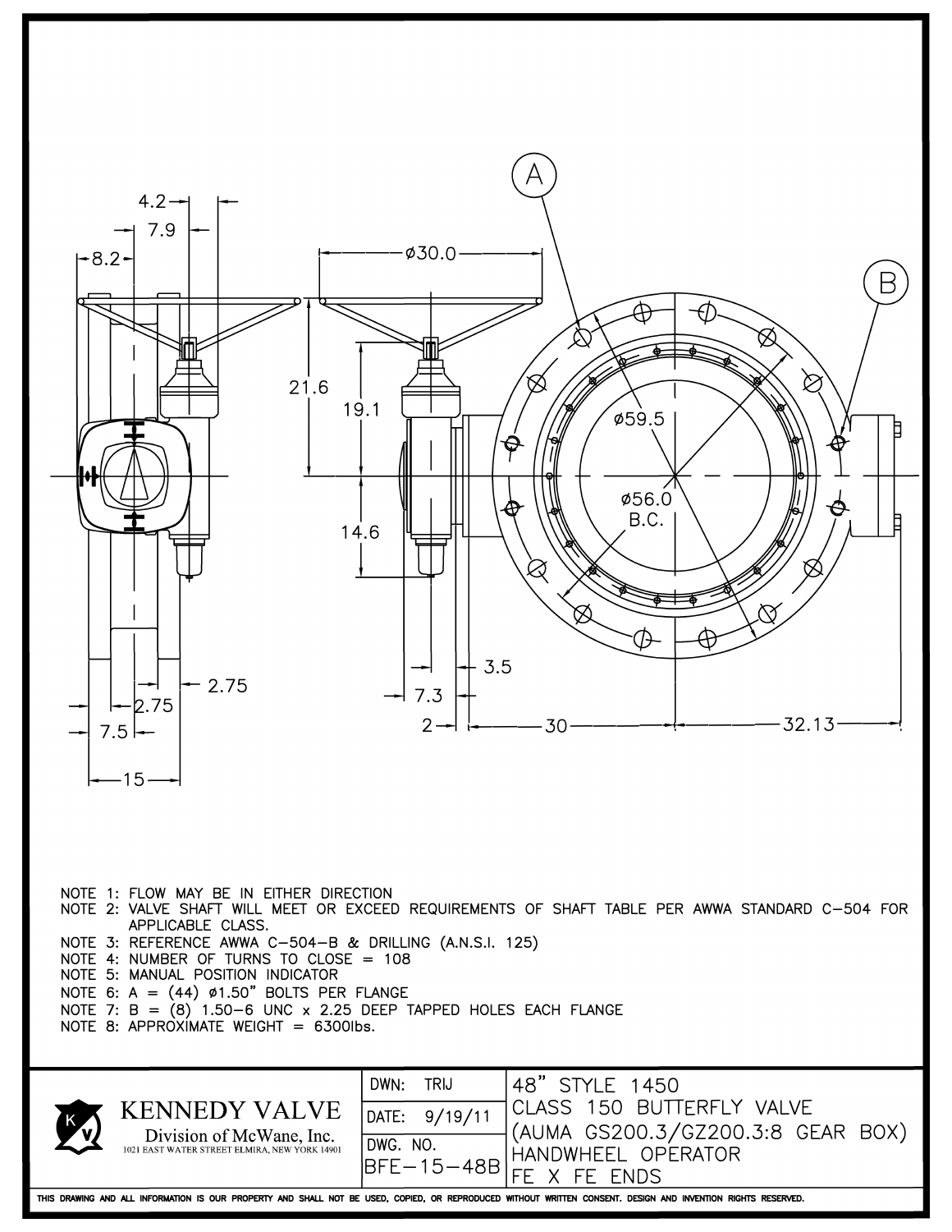NOTE 1: FLOW MAY BE IN EITHER DIRECTION
NOTE 2: VALVE SHAFT WILL MEET OR EXCEED REQUIREMENTS OF SHAFT TABLE PER AWWA STANDARD C-504 FOR APPLICABLE CLASS.
NOTE 3: REFERENCE AWWA C-504-B & DRILLING (A.N.S.I. 125)
NOTE 4: NUMBER OF TURNS TO CLOSE = 108
NOTE 5: MANUAL POSITION INDICATOR
NOTE 6: A = (44) ø1.50" BOLTS PER FLANGE
NOTE 7: B = (8) 1.50-6 UNC x 2.25 DEEP TAPPED HOLES EACH FLANGE
NOTE 8: APPROXIMATE WEIGHT = 6300lbs.

| KENNEDY VALVE<br>Division of McWane, Inc.<br>1021 EAST WATER STREET ELMIRA, NEW YORK 14901 | DWN: TRIJ | 48" STYLE 1450<br>CLASS 150 BUTTERFLY VALVE<br>(AUMA GS200.3/GZ200.3:8 GEAR BOX)<br>HANDWHEEL OPERATOR<br>FE X FE ENDS |
|---|---|---|
| | DATE: 9/19/11 | |
| | DWG. NO.<br>BFE-15-48B | |

THIS DRAWING AND ALL INFORMATION IS OUR PROPERTY AND SHALL NOT BE USED, COPIED, OR REPRODUCED WITHOUT WRITTEN CONSENT. DESIGN AND INVENTION RIGHTS RESERVED.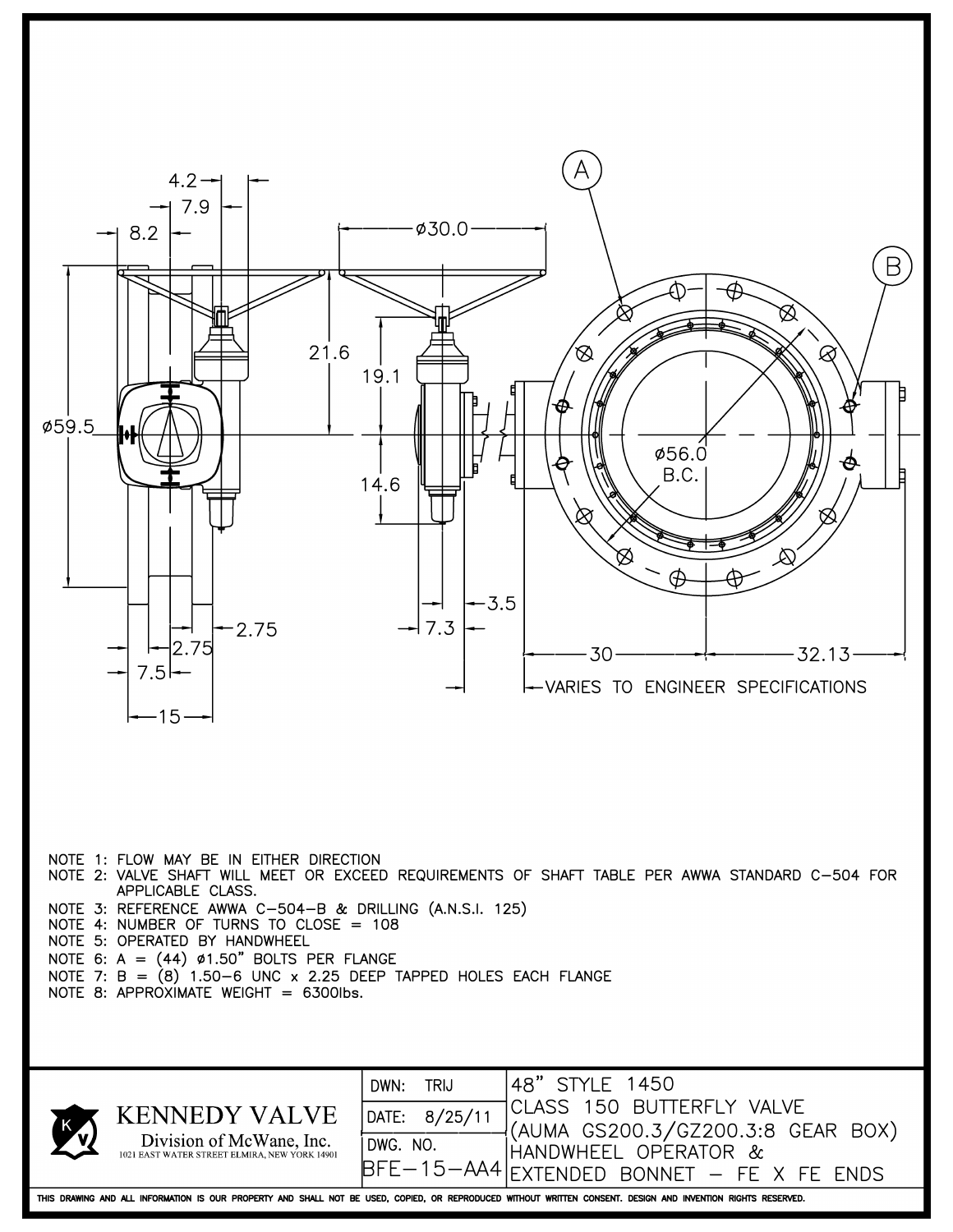NOTE 1: FLOW MAY BE IN EITHER DIRECTION
NOTE 2: VALVE SHAFT WILL MEET OR EXCEED REQUIREMENTS OF SHAFT TABLE PER AWWA STANDARD C-504 FOR APPLICABLE CLASS.
NOTE 3: REFERENCE AWWA C-504-B & DRILLING (A.N.S.I. 125)
NOTE 4: NUMBER OF TURNS TO CLOSE = 108
NOTE 5: OPERATED BY HANDWHEEL
NOTE 6: A = (44) ø1.50" BOLTS PER FLANGE
NOTE 7: B = (8) 1.50-6 UNC x 2.25 DEEP TAPPED HOLES EACH FLANGE
NOTE 8: APPROXIMATE WEIGHT = 6300lbs.

| KENNEDY VALVE<br>Division of McWane, Inc.<br>1021 EAST WATER STREET ELMIRA, NEW YORK 14901 | DWN: TRIJ | 48" STYLE 1450<br>CLASS 150 BUTTERFLY VALVE<br>(AUMA GS200.3/GZ200.3:8 GEAR BOX)<br>HANDWHEEL OPERATOR &<br>EXTENDED BONNET – FE X FE ENDS |
|---|---|---|
| | DATE: 8/25/11 | |
| | DWG. NO.<br>BFE-15-AA4 | |

THIS DRAWING AND ALL INFORMATION IS OUR PROPERTY AND SHALL NOT BE USED, COPIED, OR REPRODUCED WITHOUT WRITTEN CONSENT. DESIGN AND INVENTION RIGHTS RESERVED.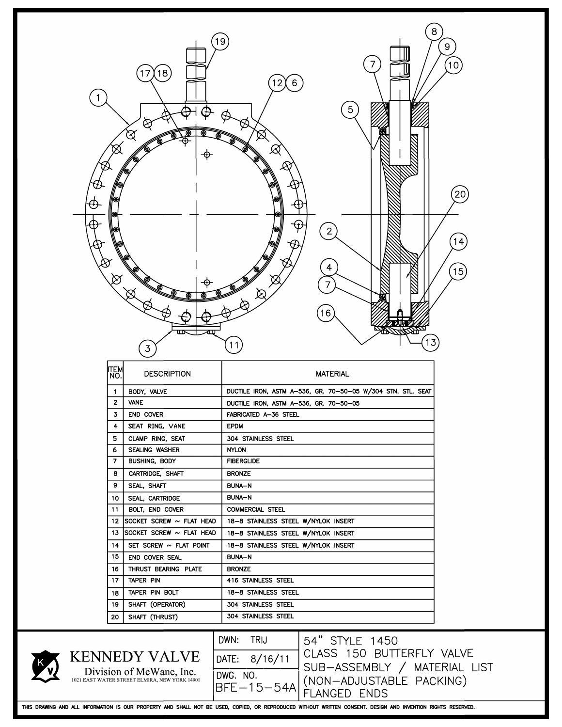| ITEM NO. | DESCRIPTION | MATERIAL |
|---|---|---|
| 1 | BODY, VALVE | DUCTILE IRON, ASTM A-536, GR. 70-50-05 W/304 STN. STL. SEAT |
| 2 | VANE | DUCTILE IRON, ASTM A-536, GR. 70-50-05 |
| 3 | END COVER | FABRICATED A-36 STEEL |
| 4 | SEAT RING, VANE | EPDM |
| 5 | CLAMP RING, SEAT | 304 STAINLESS STEEL |
| 6 | SEALING WASHER | NYLON |
| 7 | BUSHING, BODY | FIBERGLIDE |
| 8 | CARTRIDGE, SHAFT | BRONZE |
| 9 | SEAL, SHAFT | BUNA-N |
| 10 | SEAL, CARTRIDGE | BUNA-N |
| 11 | BOLT, END COVER | COMMERCIAL STEEL |
| 12 | SOCKET SCREW ~ FLAT HEAD | 18-8 STAINLESS STEEL W/NYLOK INSERT |
| 13 | SOCKET SCREW ~ FLAT HEAD | 18-8 STAINLESS STEEL W/NYLOK INSERT |
| 14 | SET SCREW ~ FLAT POINT | 18-8 STAINLESS STEEL W/NYLOK INSERT |
| 15 | END COVER SEAL | BUNA-N |
| 16 | THRUST BEARING PLATE | BRONZE |
| 17 | TAPER PIN | 416 STAINLESS STEEL |
| 18 | TAPER PIN BOLT | 18-8 STAINLESS STEEL |
| 19 | SHAFT (OPERATOR) | 304 STAINLESS STEEL |
| 20 | SHAFT (THRUST) | 304 STAINLESS STEEL |

**KENNEDY VALVE**
Division of McWane, Inc.
1021 EAST WATER STREET ELMIRA, NEW YORK 14901

DWN: TRIJ
DATE: 8/16/11
DWG. NO. BFE-15-54A

54" STYLE 1450
CLASS 150 BUTTERFLY VALVE
SUB-ASSEMBLY / MATERIAL LIST
(NON-ADJUSTABLE PACKING)
FLANGED ENDS

THIS DRAWING AND ALL INFORMATION IS OUR PROPERTY AND SHALL NOT BE USED, COPIED, OR REPRODUCED WITHOUT WRITTEN CONSENT. DESIGN AND INVENTION RIGHTS RESERVED.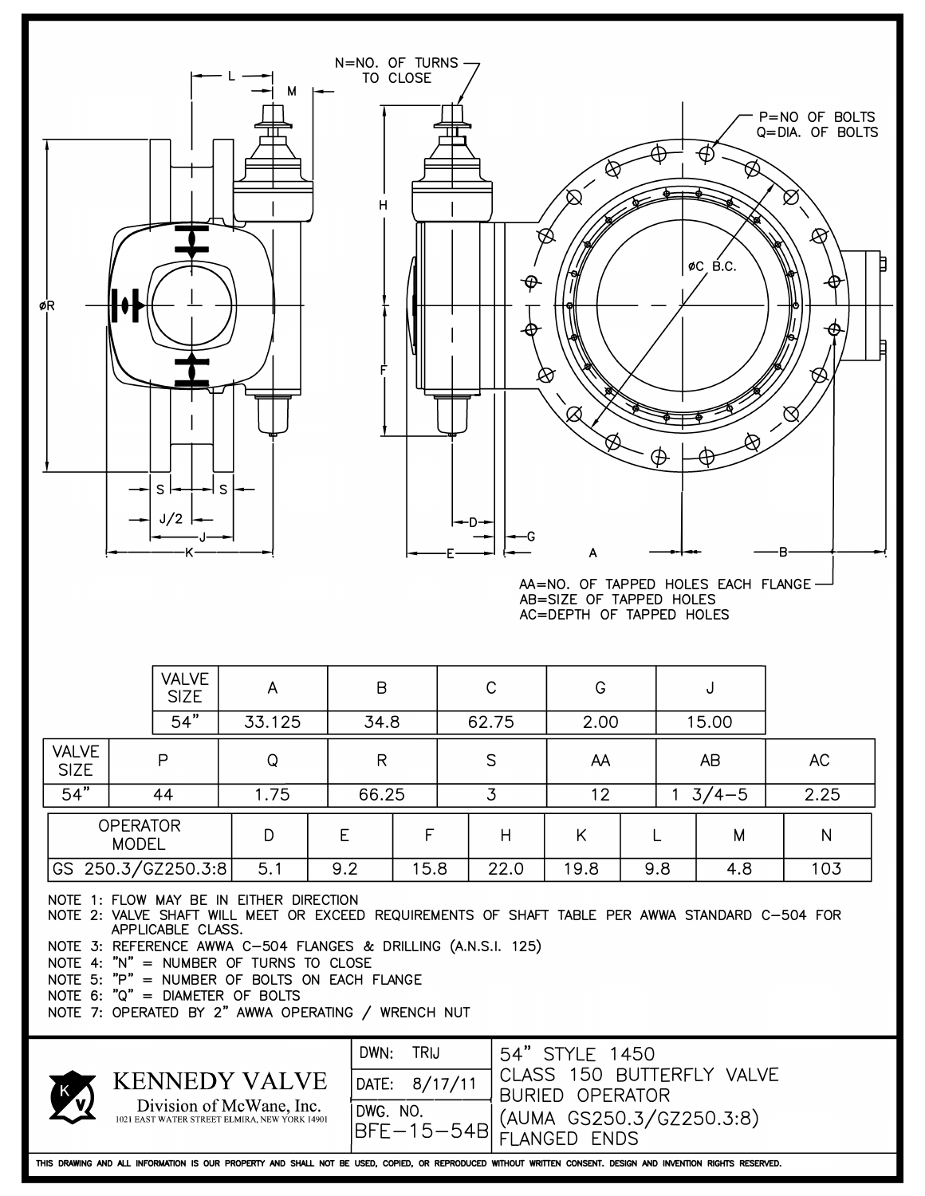N=NO. OF TURNS TO CLOSE

P=NO OF BOLTS
Q=DIA. OF BOLTS

øC B.C.

øR

AA=NO. OF TAPPED HOLES EACH FLANGE
AB=SIZE OF TAPPED HOLES
AC=DEPTH OF TAPPED HOLES

| VALVE SIZE | A | B | C | G | J |
|---|---|---|---|---|---|
| 54" | 33.125 | 34.8 | 62.75 | 2.00 | 15.00 |

| VALVE SIZE | P | Q | R | S | AA | AB | AC |
|---|---|---|---|---|---|---|---|
| 54" | 44 | 1.75 | 66.25 | 3 | 12 | 1 3/4-5 | 2.25 |

| OPERATOR MODEL | D | E | F | H | K | L | M | N |
|---|---|---|---|---|---|---|---|---|
| GS 250.3/GZ250.3:8 | 5.1 | 9.2 | 15.8 | 22.0 | 19.8 | 9.8 | 4.8 | 103 |

NOTE 1: FLOW MAY BE IN EITHER DIRECTION
NOTE 2: VALVE SHAFT WILL MEET OR EXCEED REQUIREMENTS OF SHAFT TABLE PER AWWA STANDARD C-504 FOR APPLICABLE CLASS.
NOTE 3: REFERENCE AWWA C-504 FLANGES & DRILLING (A.N.S.I. 125)
NOTE 4: "N" = NUMBER OF TURNS TO CLOSE
NOTE 5: "P" = NUMBER OF BOLTS ON EACH FLANGE
NOTE 6: "Q" = DIAMETER OF BOLTS
NOTE 7: OPERATED BY 2" AWWA OPERATING / WRENCH NUT

| | | |
|---|---|---|
| KENNEDY VALVE<br>Division of McWane, Inc.<br>1021 EAST WATER STREET ELMIRA, NEW YORK 14901 | DWN: TRIJ<br>DATE: 8/17/11<br>DWG. NO. BFE-15-54B | 54" STYLE 1450<br>CLASS 150 BUTTERFLY VALVE<br>BURIED OPERATOR<br>(AUMA GS250.3/GZ250.3:8)<br>FLANGED ENDS |

THIS DRAWING AND ALL INFORMATION IS OUR PROPERTY AND SHALL NOT BE USED, COPIED, OR REPRODUCED WITHOUT WRITTEN CONSENT. DESIGN AND INVENTION RIGHTS RESERVED.